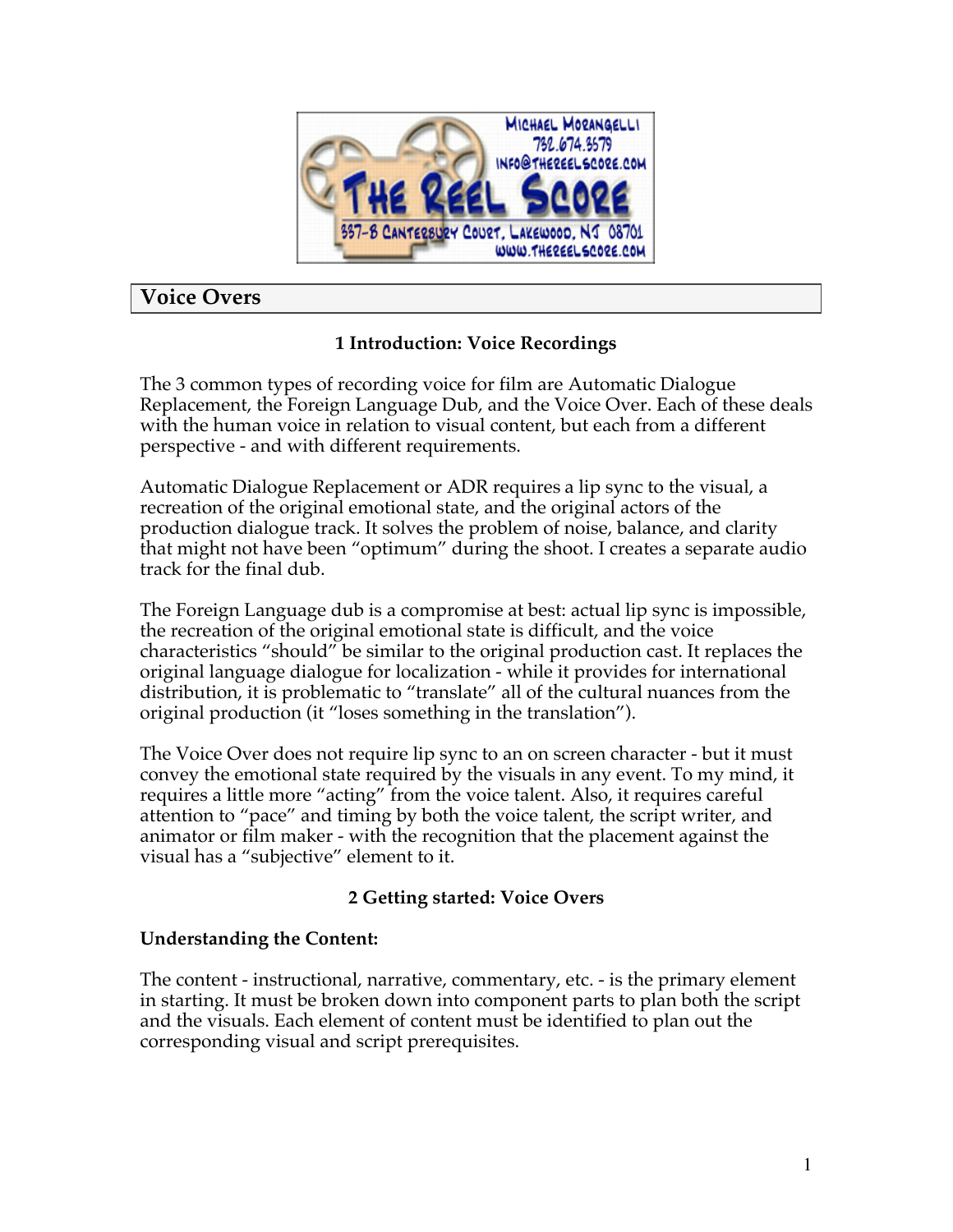# Voice Overs

## 1 Introduction: Voice Recordings

The 3 common types of recording voice for film are Automatic Dialogue Replacement, the Foreign Language Dub, and the Voice Over. Each of these deals with the human voice in relation to visual content, but each from a different perspective - and with different requirements.

Automatic Dialogue Replacement or ADR requires a lip sync to the visual, a recreation of the original emotional state, and the original actors of the production dialogue track. It solves the problem of noise, balance, and clarity that might not have been "optimum" during the shoot. I creates a separate audio track for the final dub.

The Foreign Language dub is a compromise at best: actual lip sync is impossible, the recreation of the original emotional state is difficult, and the voice characteristics "should" be similar to the original production cast. It replaces the original language dialogue for localization - while it provides for international distribution, it is problematic to "translate" all of the cultural nuances from the original production (it "loses something in the translation").

The Voice Over does not require lip sync to an on screen character - but it must convey the emotional state required by the visuals in any event. To my mind, it requires a little more "acting" from the voice talent. Also, it requires careful attention to "pace" and timing by both the voice talent, the script writer, and animator or film maker - with the recognition that the placement against the visual has a "subjective" element to it.

## 2 Getting started: Voice Overs

**Understanding the Content:**

The content - instructional, narrative, commentary, etc. - is the primary element in starting. It must be broken down into component parts to plan both the script and the visuals. Each element of content must be identified to plan out the corresponding visual and script prerequisites.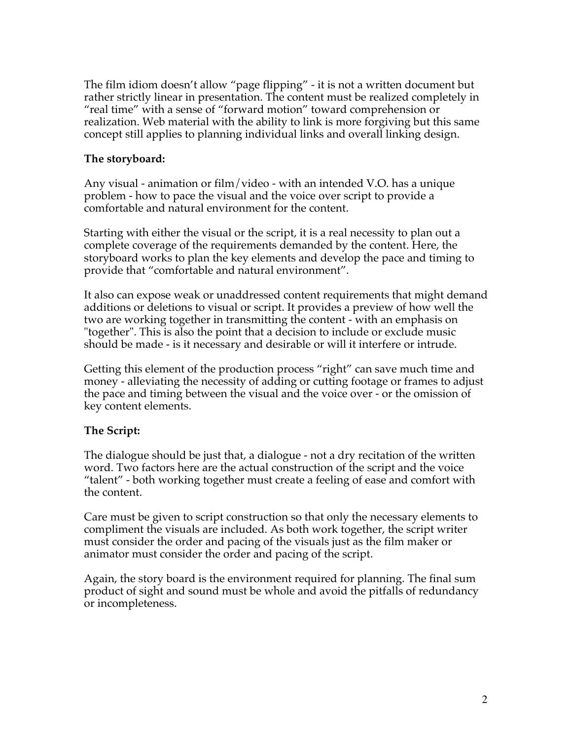The film idiom doesn't allow "page flipping" - it is not a written document but rather strictly linear in presentation. The content must be realized completely in "real time" with a sense of "forward motion" toward comprehension or realization. Web material with the ability to link is more forgiving but this same concept still applies to planning individual links and overall linking design.

**The storyboard:**

Any visual - animation or film/video - with an intended V.O. has a unique problem - how to pace the visual and the voice over script to provide a comfortable and natural environment for the content.

Starting with either the visual or the script, it is a real necessity to plan out a complete coverage of the requirements demanded by the content. Here, the storyboard works to plan the key elements and develop the pace and timing to provide that "comfortable and natural environment".

It also can expose weak or unaddressed content requirements that might demand additions or deletions to visual or script. It provides a preview of how well the two are working together in transmitting the content - with an emphasis on "together". This is also the point that a decision to include or exclude music should be made - is it necessary and desirable or will it interfere or intrude.

Getting this element of the production process "right" can save much time and money - alleviating the necessity of adding or cutting footage or frames to adjust the pace and timing between the visual and the voice over - or the omission of key content elements.

**The Script:**

The dialogue should be just that, a dialogue - not a dry recitation of the written word. Two factors here are the actual construction of the script and the voice "talent" - both working together must create a feeling of ease and comfort with the content.

Care must be given to script construction so that only the necessary elements to compliment the visuals are included. As both work together, the script writer must consider the order and pacing of the visuals just as the film maker or animator must consider the order and pacing of the script.

Again, the story board is the environment required for planning. The final sum product of sight and sound must be whole and avoid the pitfalls of redundancy or incompleteness.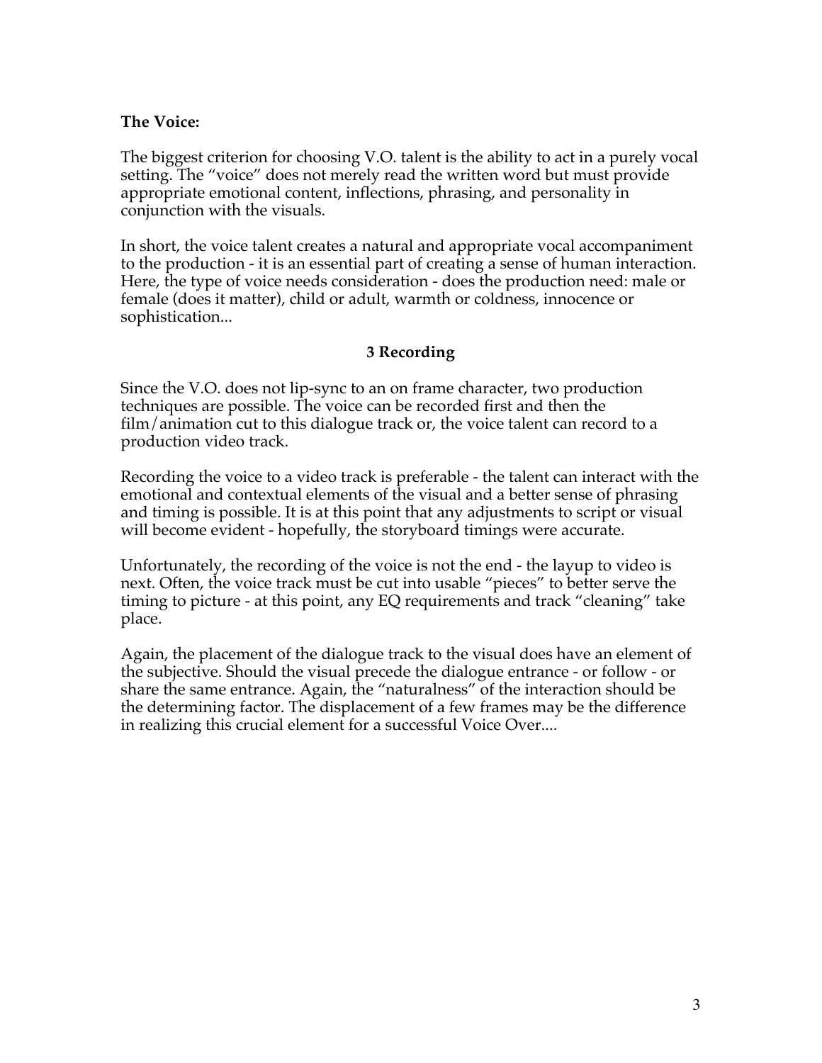**The Voice:**

The biggest criterion for choosing V.O. talent is the ability to act in a purely vocal setting. The "voice" does not merely read the written word but must provide appropriate emotional content, inflections, phrasing, and personality in conjunction with the visuals.

In short, the voice talent creates a natural and appropriate vocal accompaniment to the production - it is an essential part of creating a sense of human interaction. Here, the type of voice needs consideration - does the production need: male or female (does it matter), child or adult, warmth or coldness, innocence or sophistication...

## 3 Recording

Since the V.O. does not lip-sync to an on frame character, two production techniques are possible. The voice can be recorded first and then the film/animation cut to this dialogue track or, the voice talent can record to a production video track.

Recording the voice to a video track is preferable - the talent can interact with the emotional and contextual elements of the visual and a better sense of phrasing and timing is possible. It is at this point that any adjustments to script or visual will become evident - hopefully, the storyboard timings were accurate.

Unfortunately, the recording of the voice is not the end - the layup to video is next. Often, the voice track must be cut into usable "pieces" to better serve the timing to picture - at this point, any EQ requirements and track "cleaning" take place.

Again, the placement of the dialogue track to the visual does have an element of the subjective. Should the visual precede the dialogue entrance - or follow - or share the same entrance. Again, the "naturalness" of the interaction should be the determining factor. The displacement of a few frames may be the difference in realizing this crucial element for a successful Voice Over....